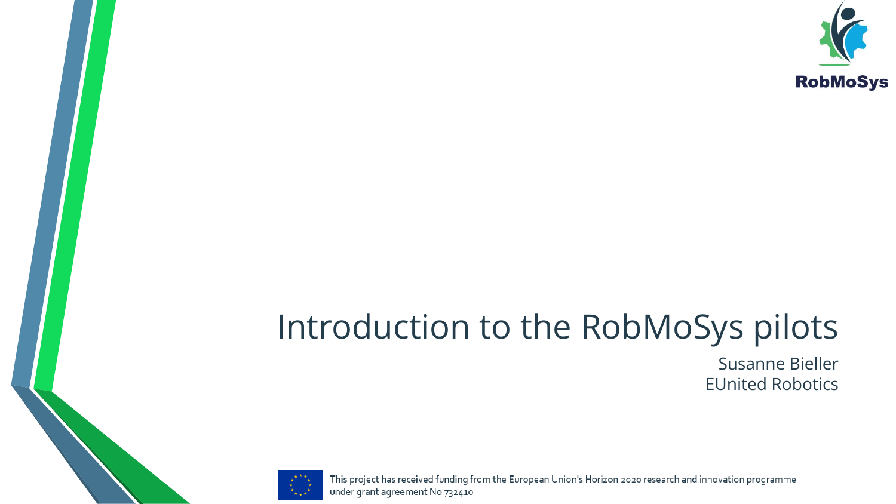RobMoSys

# Introduction to the RobMoSys pilots

Susanne Bieller
EUnited Robotics

This project has received funding from the European Union's Horizon 2020 research and innovation programme under grant agreement No 732410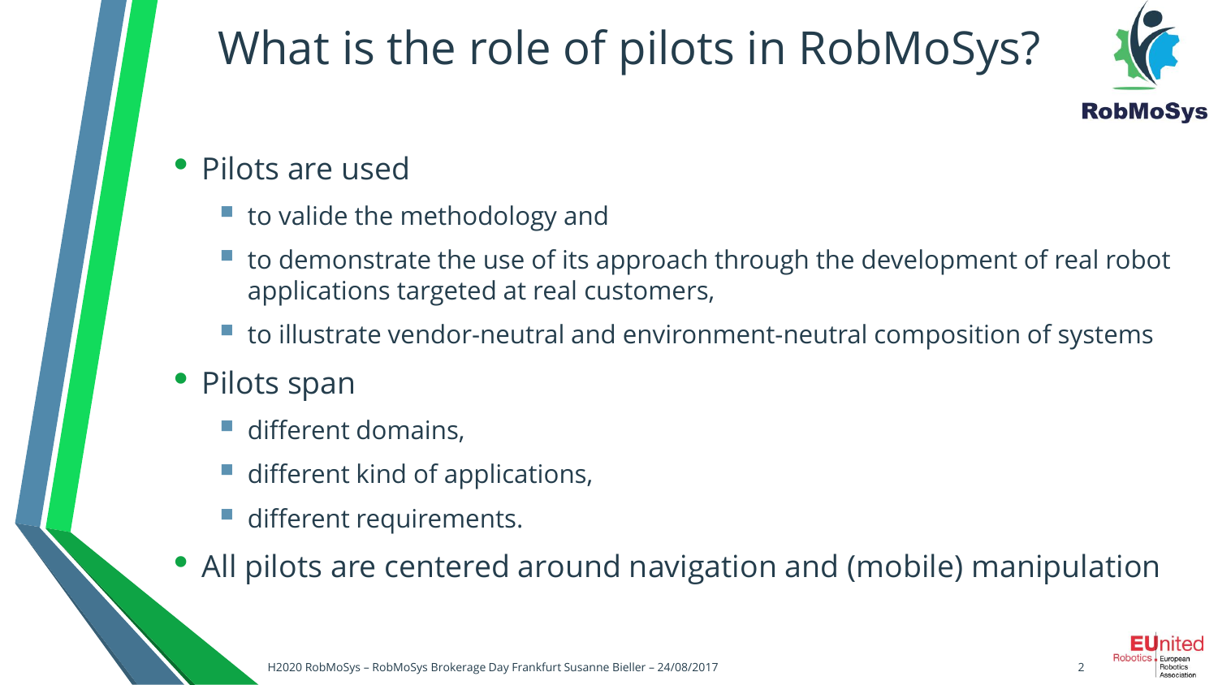# What is the role of pilots in RobMoSys?

- Pilots are used
  - to valide the methodology and
  - to demonstrate the use of its approach through the development of real robot applications targeted at real customers,
  - to illustrate vendor-neutral and environment-neutral composition of systems
- Pilots span
  - different domains,
  - different kind of applications,
  - different requirements.
- All pilots are centered around navigation and (mobile) manipulation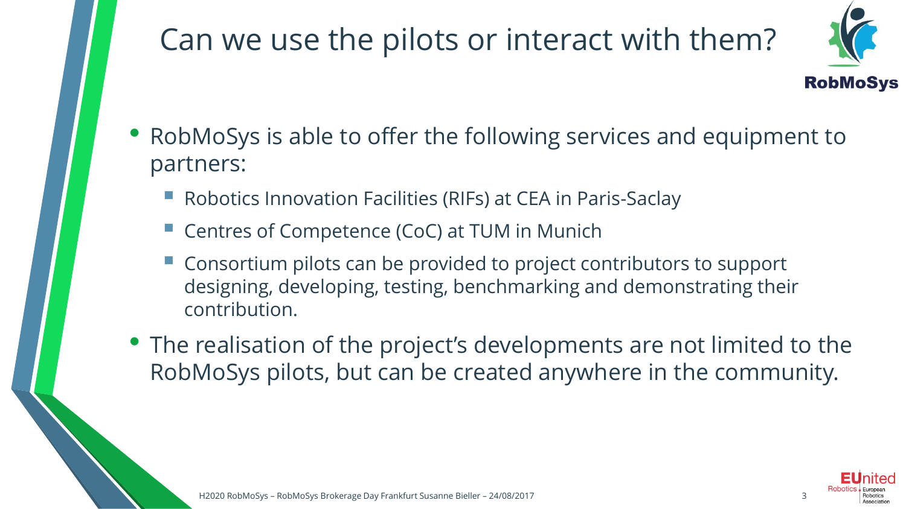# Can we use the pilots or interact with them?

- RobMoSys is able to offer the following services and equipment to partners:
  - Robotics Innovation Facilities (RIFs) at CEA in Paris-Saclay
  - Centres of Competence (CoC) at TUM in Munich
  - Consortium pilots can be provided to project contributors to support designing, developing, testing, benchmarking and demonstrating their contribution.
- The realisation of the project's developments are not limited to the RobMoSys pilots, but can be created anywhere in the community.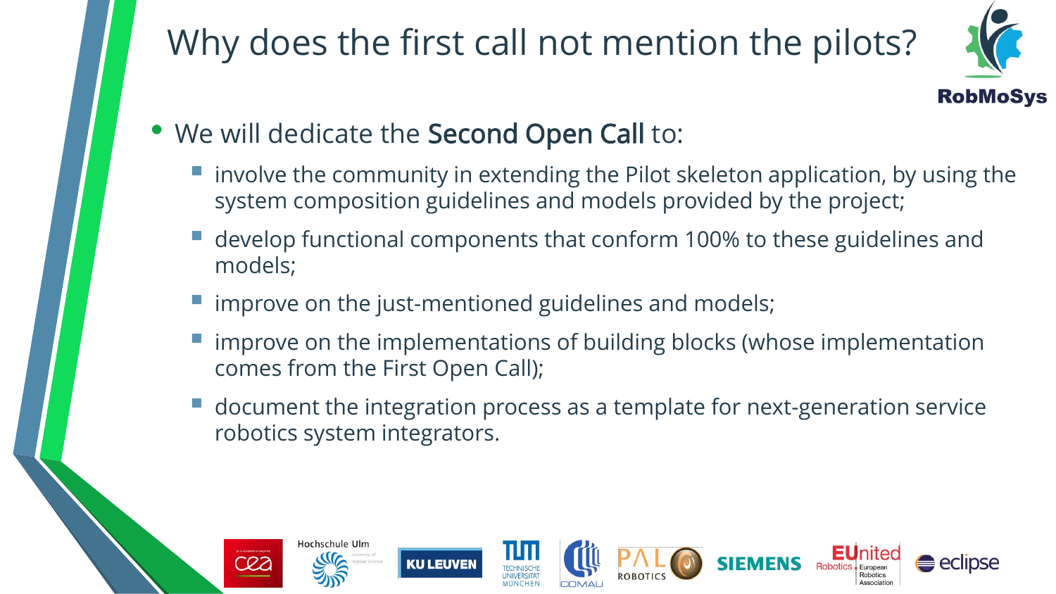# Why does the first call not mention the pilots?

- We will dedicate the **Second Open Call** to:
  - involve the community in extending the Pilot skeleton application, by using the system composition guidelines and models provided by the project;
  - develop functional components that conform 100% to these guidelines and models;
  - improve on the just-mentioned guidelines and models;
  - improve on the implementations of building blocks (whose implementation comes from the First Open Call);
  - document the integration process as a template for next-generation service robotics system integrators.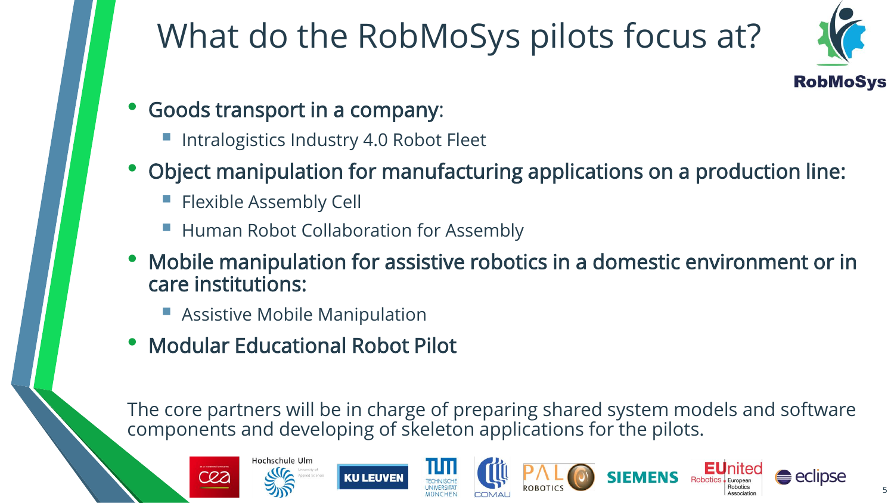# What do the RobMoSys pilots focus at?

- Goods transport in a company:
  - Intralogistics Industry 4.0 Robot Fleet
- Object manipulation for manufacturing applications on a production line:
  - Flexible Assembly Cell
  - Human Robot Collaboration for Assembly
- Mobile manipulation for assistive robotics in a domestic environment or in care institutions:
  - Assistive Mobile Manipulation
- Modular Educational Robot Pilot

The core partners will be in charge of preparing shared system models and software components and developing of skeleton applications for the pilots.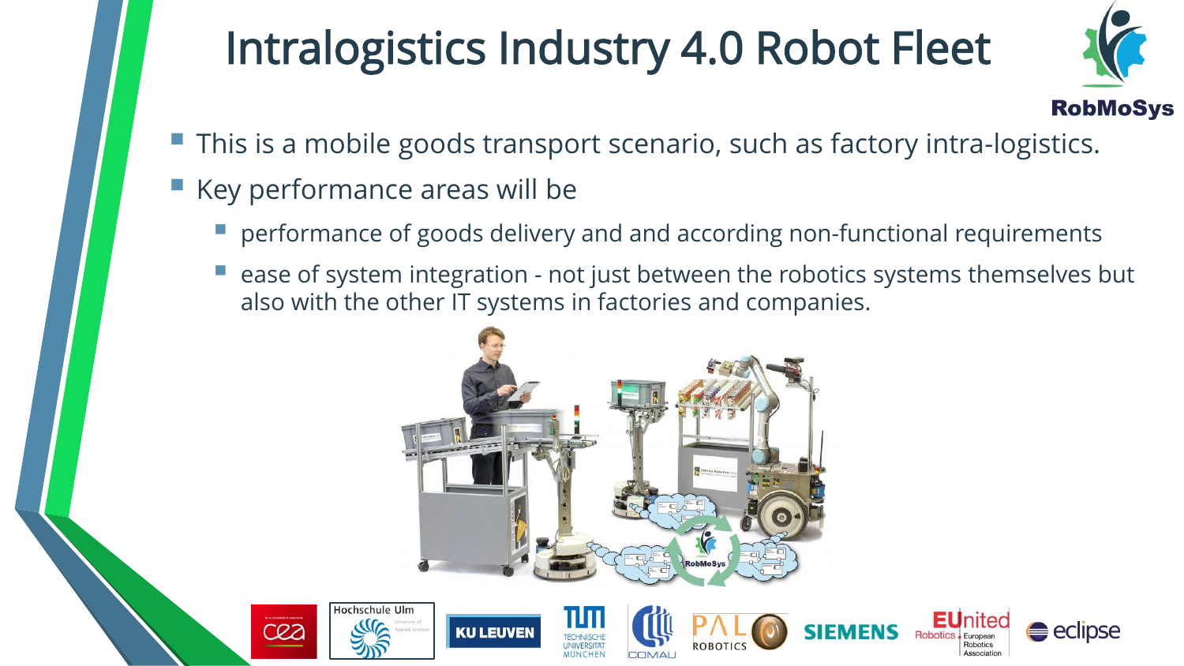# Intralogistics Industry 4.0 Robot Fleet

- This is a mobile goods transport scenario, such as factory intra-logistics.
- Key performance areas will be
  - performance of goods delivery and and according non-functional requirements
  - ease of system integration - not just between the robotics systems themselves but also with the other IT systems in factories and companies.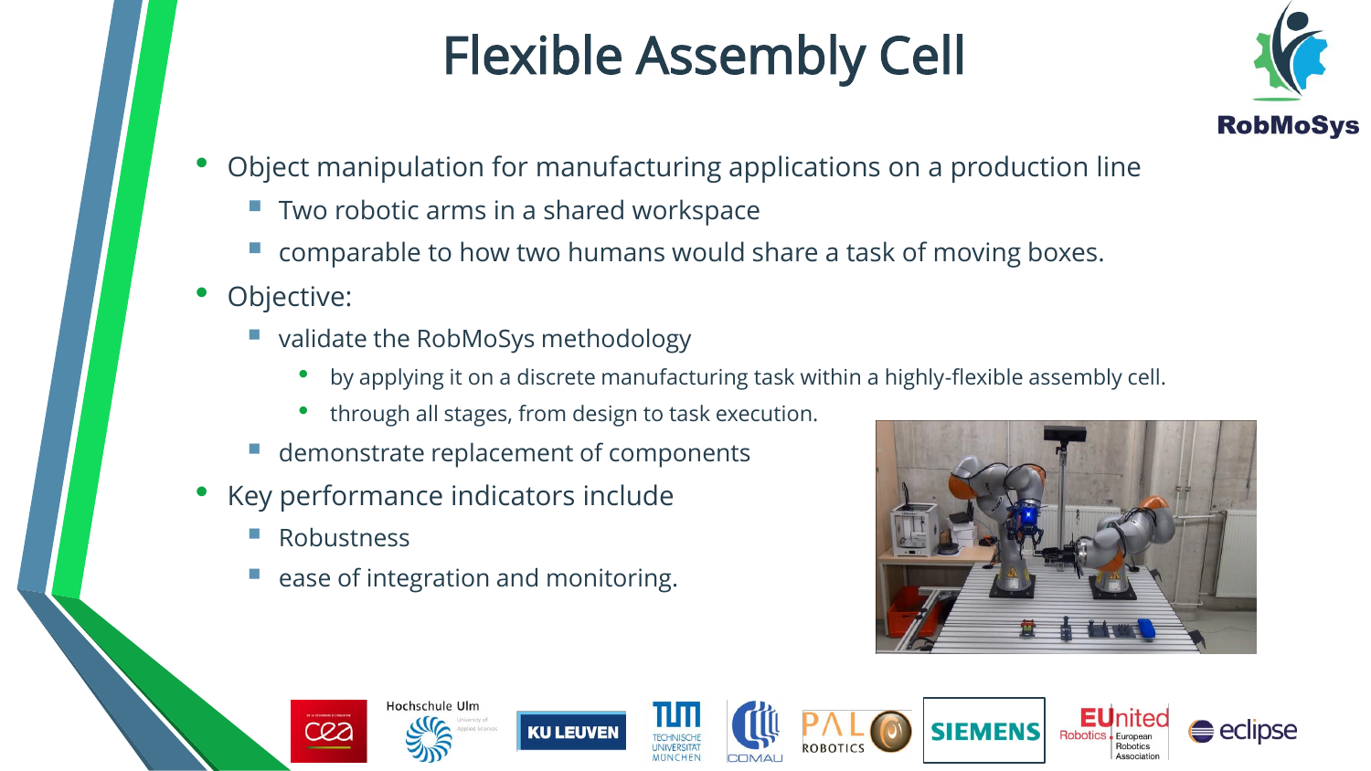# Flexible Assembly Cell

- Object manipulation for manufacturing applications on a production line
  - Two robotic arms in a shared workspace
  - comparable to how two humans would share a task of moving boxes.
- Objective:
  - validate the RobMoSys methodology
    - by applying it on a discrete manufacturing task within a highly-flexible assembly cell.
    - through all stages, from design to task execution.
  - demonstrate replacement of components
- Key performance indicators include
  - Robustness
  - ease of integration and monitoring.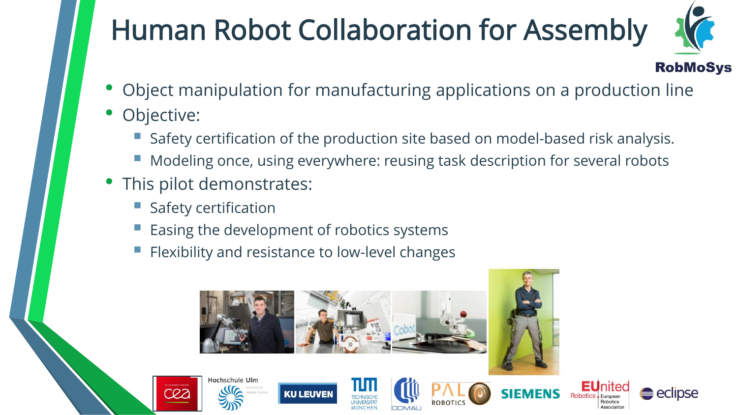# Human Robot Collaboration for Assembly

- Object manipulation for manufacturing applications on a production line
- Objective:
  - Safety certification of the production site based on model-based risk analysis.
  - Modeling once, using everywhere: reusing task description for several robots
- This pilot demonstrates:
  - Safety certification
  - Easing the development of robotics systems
  - Flexibility and resistance to low-level changes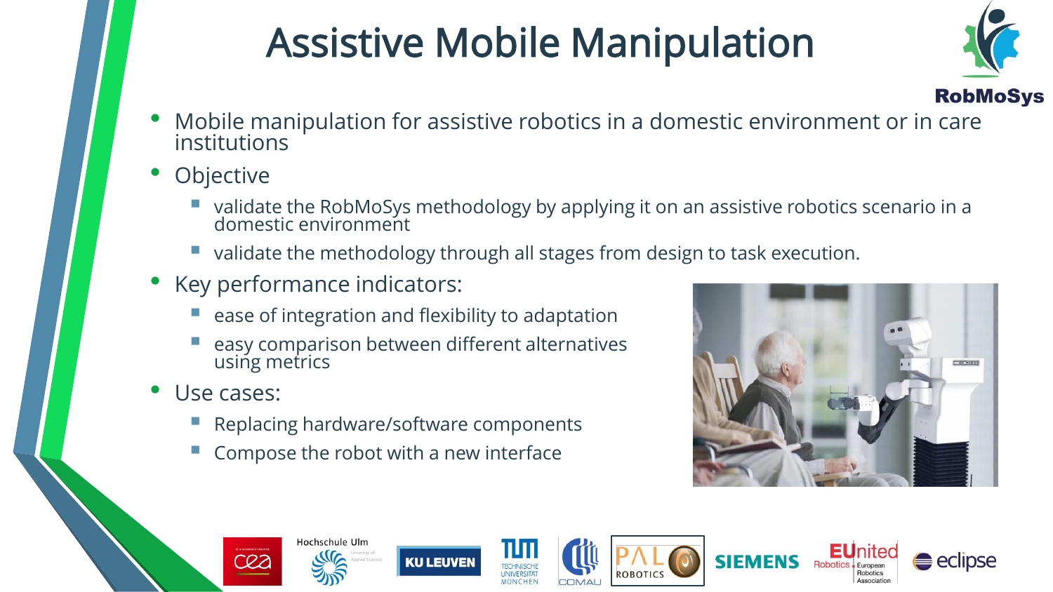# Assistive Mobile Manipulation

- Mobile manipulation for assistive robotics in a domestic environment or in care institutions
- Objective
  - validate the RobMoSys methodology by applying it on an assistive robotics scenario in a domestic environment
  - validate the methodology through all stages from design to task execution.
- Key performance indicators:
  - ease of integration and flexibility to adaptation
  - easy comparison between different alternatives using metrics
- Use cases:
  - Replacing hardware/software components
  - Compose the robot with a new interface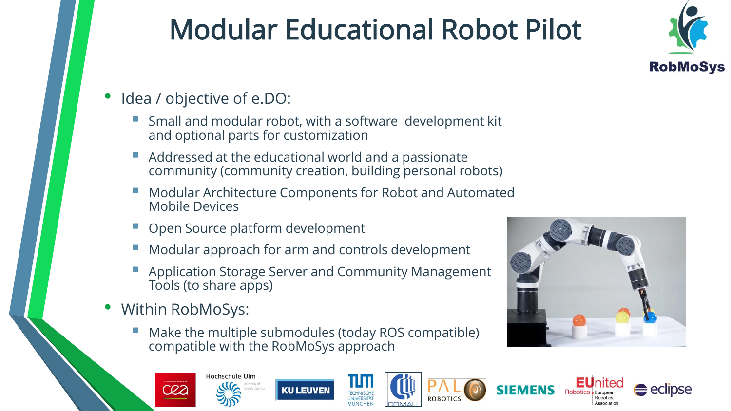# Modular Educational Robot Pilot

- Idea / objective of e.DO:
  - Small and modular robot, with a software development kit and optional parts for customization
  - Addressed at the educational world and a passionate community (community creation, building personal robots)
  - Modular Architecture Components for Robot and Automated Mobile Devices
  - Open Source platform development
  - Modular approach for arm and controls development
  - Application Storage Server and Community Management Tools (to share apps)
- Within RobMoSys:
  - Make the multiple submodules (today ROS compatible) compatible with the RobMoSys approach